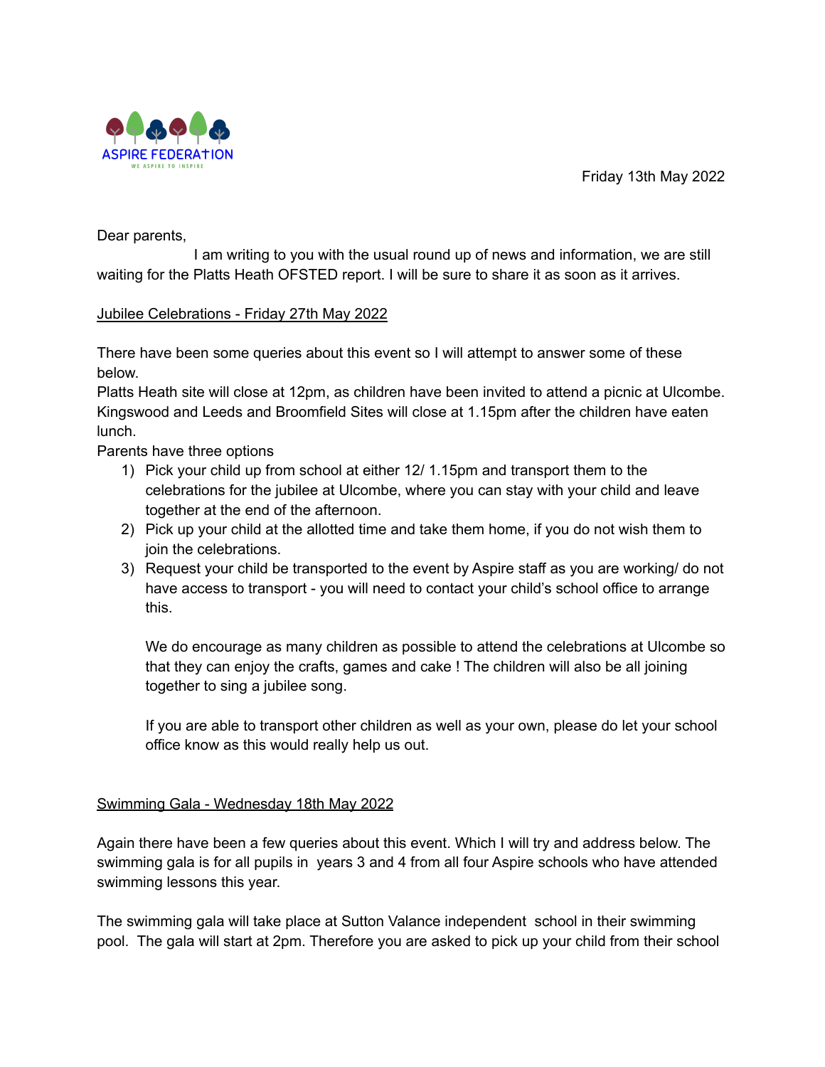ASPIRE FEDERATION

WE ASPIRE TO INSPIRE

Friday 13th May 2022

Dear parents,

I am writing to you with the usual round up of news and information, we are still waiting for the Platts Heath OFSTED report. I will be sure to share it as soon as it arrives.

<u>Jubilee Celebrations - Friday 27th May 2022</u>

There have been some queries about this event so I will attempt to answer some of these below.

Platts Heath site will close at 12pm, as children have been invited to attend a picnic at Ulcombe. Kingswood and Leeds and Broomfield Sites will close at 1.15pm after the children have eaten lunch.

Parents have three options

1) Pick your child up from school at either 12/ 1.15pm and transport them to the celebrations for the jubilee at Ulcombe, where you can stay with your child and leave together at the end of the afternoon.
2) Pick up your child at the allotted time and take them home, if you do not wish them to join the celebrations.
3) Request your child be transported to the event by Aspire staff as you are working/ do not have access to transport - you will need to contact your child's school office to arrange this.

   We do encourage as many children as possible to attend the celebrations at Ulcombe so that they can enjoy the crafts, games and cake ! The children will also be all joining together to sing a jubilee song.

   If you are able to transport other children as well as your own, please do let your school office know as this would really help us out.

<u>Swimming Gala - Wednesday 18th May 2022</u>

Again there have been a few queries about this event. Which I will try and address below. The swimming gala is for all pupils in years 3 and 4 from all four Aspire schools who have attended swimming lessons this year.

The swimming gala will take place at Sutton Valance independent school in their swimming pool. The gala will start at 2pm. Therefore you are asked to pick up your child from their school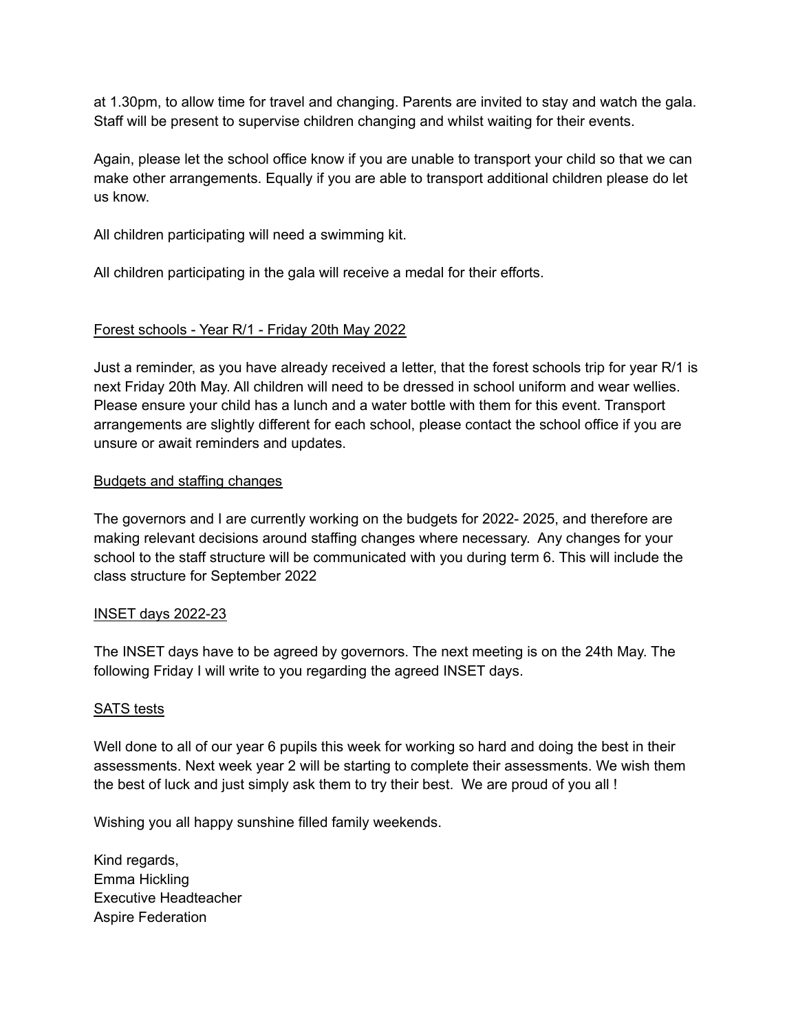at 1.30pm, to allow time for travel and changing. Parents are invited to stay and watch the gala. Staff will be present to supervise children changing and whilst waiting for their events.

Again, please let the school office know if you are unable to transport your child so that we can make other arrangements. Equally if you are able to transport additional children please do let us know.

All children participating will need a swimming kit.

All children participating in the gala will receive a medal for their efforts.

## Forest schools - Year R/1 - Friday 20th May 2022

Just a reminder, as you have already received a letter, that the forest schools trip for year R/1 is next Friday 20th May. All children will need to be dressed in school uniform and wear wellies. Please ensure your child has a lunch and a water bottle with them for this event. Transport arrangements are slightly different for each school, please contact the school office if you are unsure or await reminders and updates.

## Budgets and staffing changes

The governors and I are currently working on the budgets for 2022- 2025, and therefore are making relevant decisions around staffing changes where necessary. Any changes for your school to the staff structure will be communicated with you during term 6. This will include the class structure for September 2022

## INSET days 2022-23

The INSET days have to be agreed by governors. The next meeting is on the 24th May. The following Friday I will write to you regarding the agreed INSET days.

## SATS tests

Well done to all of our year 6 pupils this week for working so hard and doing the best in their assessments. Next week year 2 will be starting to complete their assessments. We wish them the best of luck and just simply ask them to try their best. We are proud of you all !

Wishing you all happy sunshine filled family weekends.

Kind regards,
Emma Hickling
Executive Headteacher
Aspire Federation